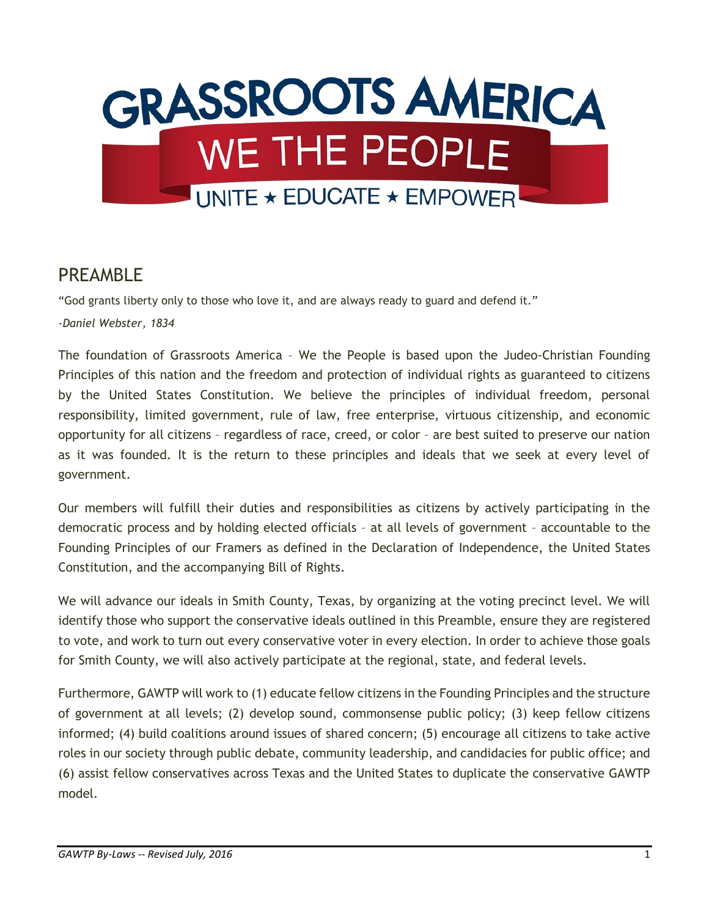# GRASSROOTS AMERICA

## WE THE PEOPLE

UNITE ★ EDUCATE ★ EMPOWER

## PREAMBLE

"God grants liberty only to those who love it, and are always ready to guard and defend it."

*-Daniel Webster, 1834*

The foundation of Grassroots America – We the People is based upon the Judeo-Christian Founding Principles of this nation and the freedom and protection of individual rights as guaranteed to citizens by the United States Constitution. We believe the principles of individual freedom, personal responsibility, limited government, rule of law, free enterprise, virtuous citizenship, and economic opportunity for all citizens – regardless of race, creed, or color – are best suited to preserve our nation as it was founded. It is the return to these principles and ideals that we seek at every level of government.

Our members will fulfill their duties and responsibilities as citizens by actively participating in the democratic process and by holding elected officials – at all levels of government – accountable to the Founding Principles of our Framers as defined in the Declaration of Independence, the United States Constitution, and the accompanying Bill of Rights.

We will advance our ideals in Smith County, Texas, by organizing at the voting precinct level. We will identify those who support the conservative ideals outlined in this Preamble, ensure they are registered to vote, and work to turn out every conservative voter in every election. In order to achieve those goals for Smith County, we will also actively participate at the regional, state, and federal levels.

Furthermore, GAWTP will work to (1) educate fellow citizens in the Founding Principles and the structure of government at all levels; (2) develop sound, commonsense public policy; (3) keep fellow citizens informed; (4) build coalitions around issues of shared concern; (5) encourage all citizens to take active roles in our society through public debate, community leadership, and candidacies for public office; and (6) assist fellow conservatives across Texas and the United States to duplicate the conservative GAWTP model.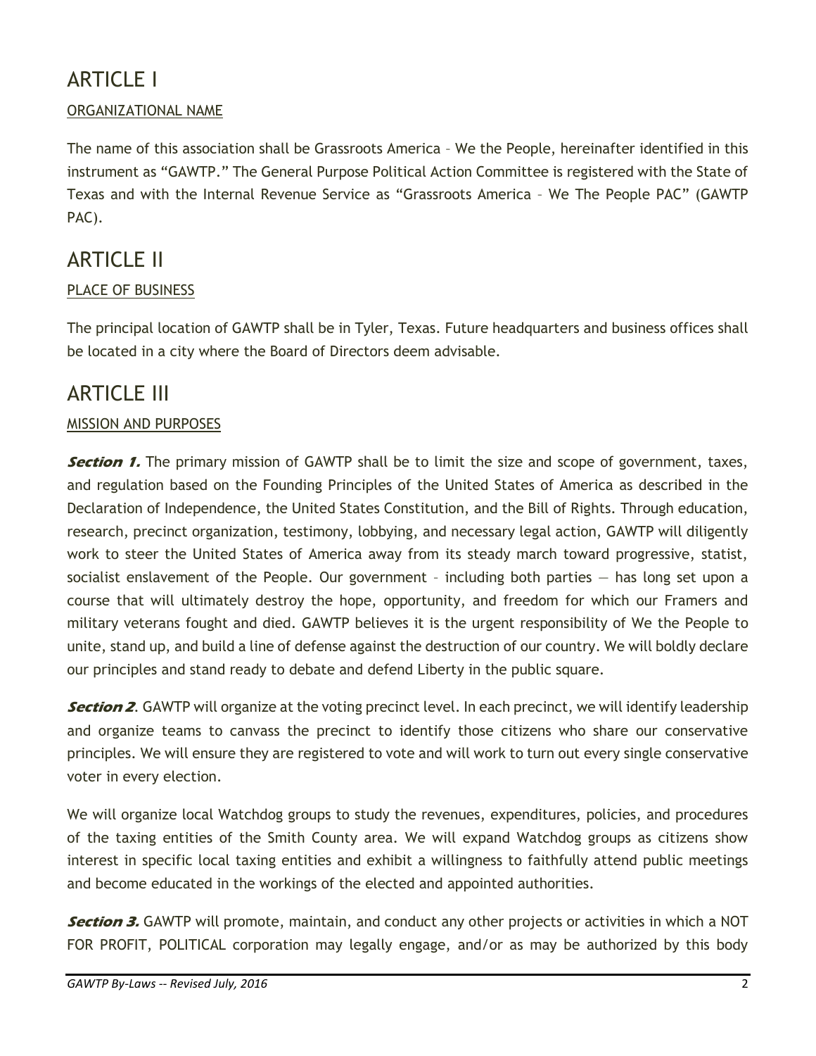# ARTICLE I

ORGANIZATIONAL NAME

The name of this association shall be Grassroots America – We the People, hereinafter identified in this instrument as “GAWTP.” The General Purpose Political Action Committee is registered with the State of Texas and with the Internal Revenue Service as “Grassroots America – We The People PAC” (GAWTP PAC).

# ARTICLE II

PLACE OF BUSINESS

The principal location of GAWTP shall be in Tyler, Texas. Future headquarters and business offices shall be located in a city where the Board of Directors deem advisable.

# ARTICLE III

MISSION AND PURPOSES

***Section 1.*** The primary mission of GAWTP shall be to limit the size and scope of government, taxes, and regulation based on the Founding Principles of the United States of America as described in the Declaration of Independence, the United States Constitution, and the Bill of Rights. Through education, research, precinct organization, testimony, lobbying, and necessary legal action, GAWTP will diligently work to steer the United States of America away from its steady march toward progressive, statist, socialist enslavement of the People. Our government – including both parties — has long set upon a course that will ultimately destroy the hope, opportunity, and freedom for which our Framers and military veterans fought and died. GAWTP believes it is the urgent responsibility of We the People to unite, stand up, and build a line of defense against the destruction of our country. We will boldly declare our principles and stand ready to debate and defend Liberty in the public square.

***Section 2***. GAWTP will organize at the voting precinct level. In each precinct, we will identify leadership and organize teams to canvass the precinct to identify those citizens who share our conservative principles. We will ensure they are registered to vote and will work to turn out every single conservative voter in every election.

We will organize local Watchdog groups to study the revenues, expenditures, policies, and procedures of the taxing entities of the Smith County area. We will expand Watchdog groups as citizens show interest in specific local taxing entities and exhibit a willingness to faithfully attend public meetings and become educated in the workings of the elected and appointed authorities.

***Section 3.*** GAWTP will promote, maintain, and conduct any other projects or activities in which a NOT FOR PROFIT, POLITICAL corporation may legally engage, and/or as may be authorized by this body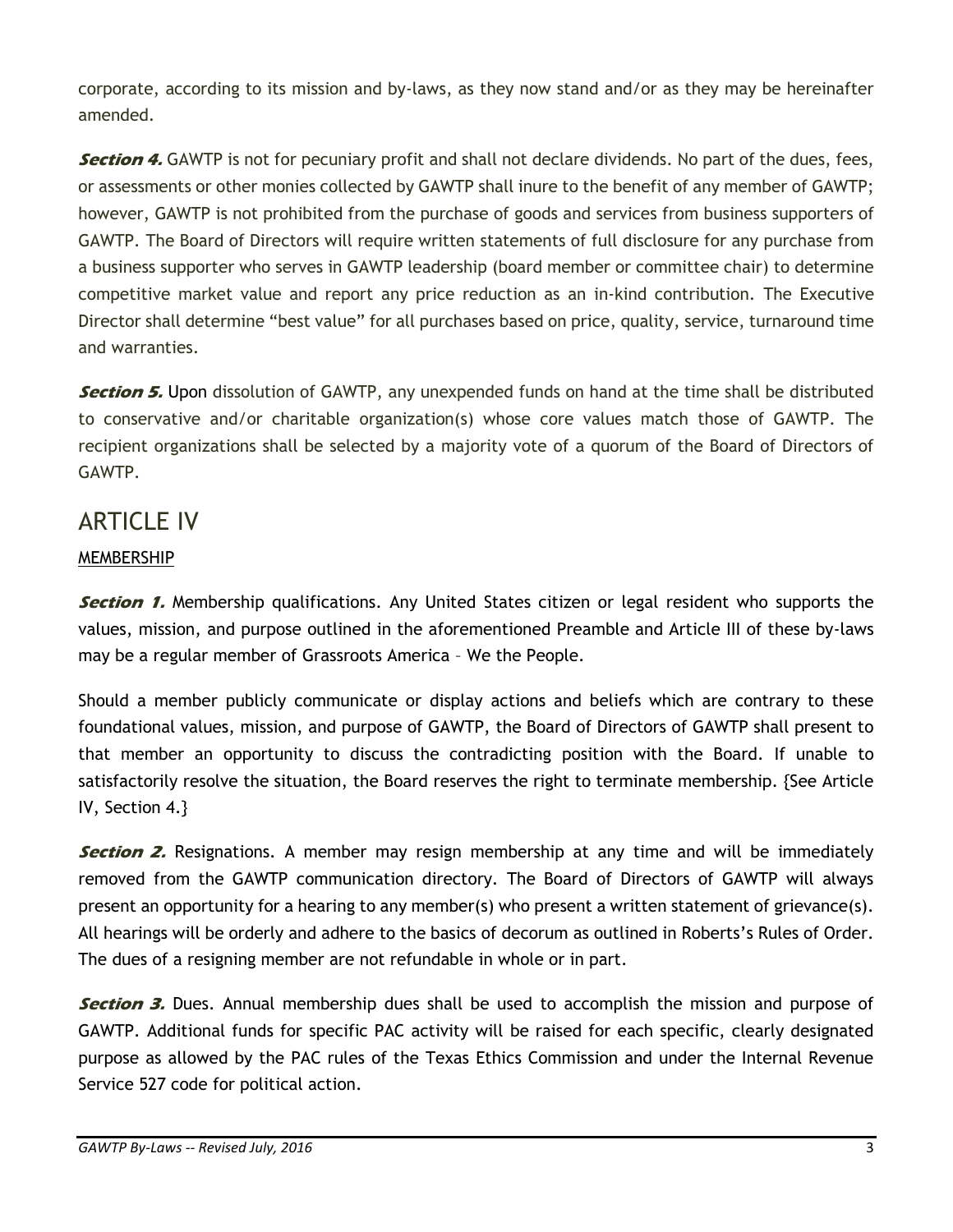corporate, according to its mission and by-laws, as they now stand and/or as they may be hereinafter amended.

***Section 4.*** GAWTP is not for pecuniary profit and shall not declare dividends. No part of the dues, fees, or assessments or other monies collected by GAWTP shall inure to the benefit of any member of GAWTP; however, GAWTP is not prohibited from the purchase of goods and services from business supporters of GAWTP. The Board of Directors will require written statements of full disclosure for any purchase from a business supporter who serves in GAWTP leadership (board member or committee chair) to determine competitive market value and report any price reduction as an in-kind contribution. The Executive Director shall determine "best value" for all purchases based on price, quality, service, turnaround time and warranties.

***Section 5.*** Upon dissolution of GAWTP, any unexpended funds on hand at the time shall be distributed to conservative and/or charitable organization(s) whose core values match those of GAWTP. The recipient organizations shall be selected by a majority vote of a quorum of the Board of Directors of GAWTP.

# ARTICLE IV

MEMBERSHIP

***Section 1.*** Membership qualifications. Any United States citizen or legal resident who supports the values, mission, and purpose outlined in the aforementioned Preamble and Article III of these by-laws may be a regular member of Grassroots America – We the People.

Should a member publicly communicate or display actions and beliefs which are contrary to these foundational values, mission, and purpose of GAWTP, the Board of Directors of GAWTP shall present to that member an opportunity to discuss the contradicting position with the Board. If unable to satisfactorily resolve the situation, the Board reserves the right to terminate membership. {See Article IV, Section 4.}

***Section 2.*** Resignations. A member may resign membership at any time and will be immediately removed from the GAWTP communication directory. The Board of Directors of GAWTP will always present an opportunity for a hearing to any member(s) who present a written statement of grievance(s). All hearings will be orderly and adhere to the basics of decorum as outlined in Roberts's Rules of Order. The dues of a resigning member are not refundable in whole or in part.

***Section 3.*** Dues. Annual membership dues shall be used to accomplish the mission and purpose of GAWTP. Additional funds for specific PAC activity will be raised for each specific, clearly designated purpose as allowed by the PAC rules of the Texas Ethics Commission and under the Internal Revenue Service 527 code for political action.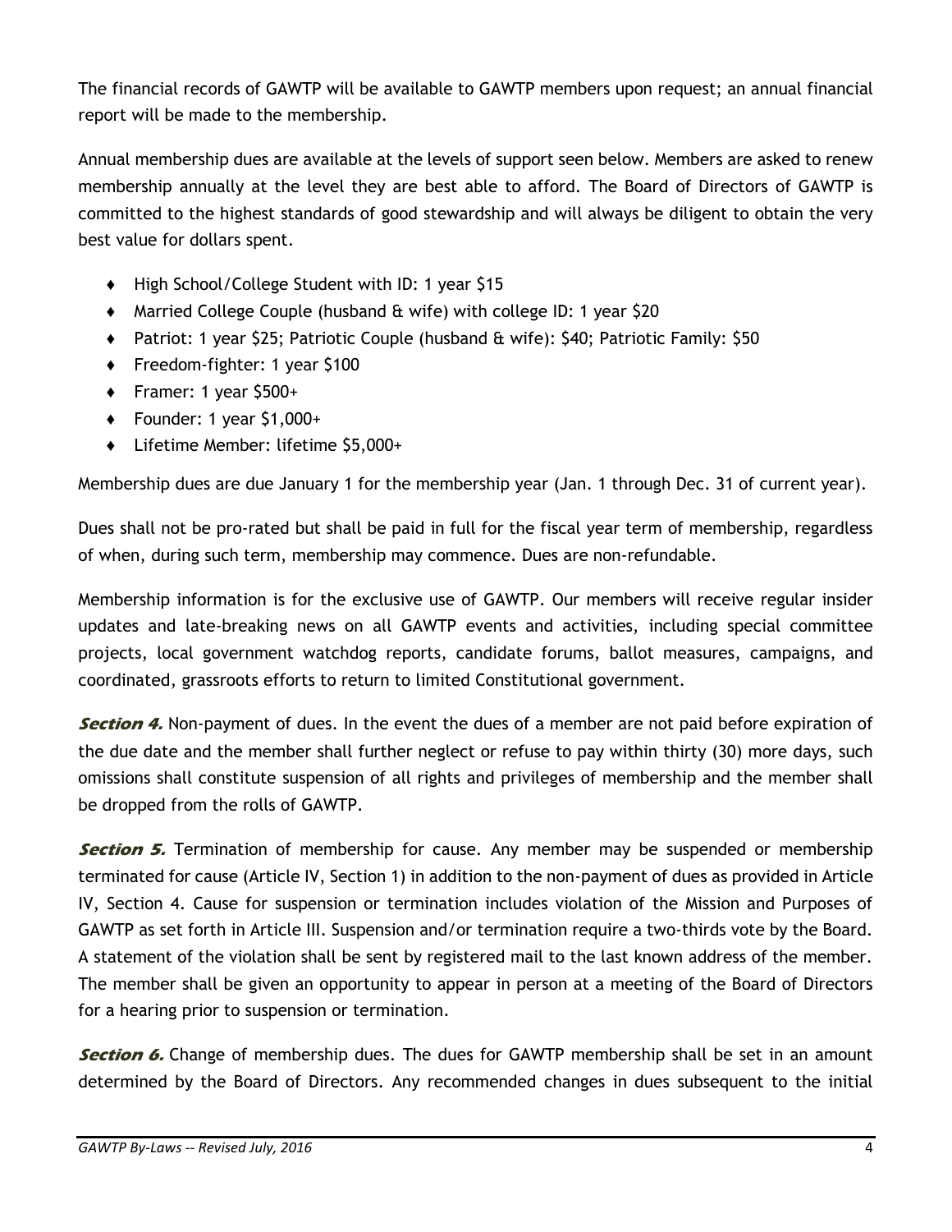The financial records of GAWTP will be available to GAWTP members upon request; an annual financial report will be made to the membership.

Annual membership dues are available at the levels of support seen below. Members are asked to renew membership annually at the level they are best able to afford. The Board of Directors of GAWTP is committed to the highest standards of good stewardship and will always be diligent to obtain the very best value for dollars spent.

- High School/College Student with ID: 1 year $15
- Married College Couple (husband & wife) with college ID: 1 year $20
- Patriot: 1 year $25; Patriotic Couple (husband & wife): $40; Patriotic Family: $50
- Freedom-fighter: 1 year $100
- Framer: 1 year $500+
- Founder: 1 year $1,000+
- Lifetime Member: lifetime $5,000+

Membership dues are due January 1 for the membership year (Jan. 1 through Dec. 31 of current year).

Dues shall not be pro-rated but shall be paid in full for the fiscal year term of membership, regardless of when, during such term, membership may commence. Dues are non-refundable.

Membership information is for the exclusive use of GAWTP. Our members will receive regular insider updates and late-breaking news on all GAWTP events and activities, including special committee projects, local government watchdog reports, candidate forums, ballot measures, campaigns, and coordinated, grassroots efforts to return to limited Constitutional government.

***Section 4.*** Non-payment of dues. In the event the dues of a member are not paid before expiration of the due date and the member shall further neglect or refuse to pay within thirty (30) more days, such omissions shall constitute suspension of all rights and privileges of membership and the member shall be dropped from the rolls of GAWTP.

***Section 5.*** Termination of membership for cause. Any member may be suspended or membership terminated for cause (Article IV, Section 1) in addition to the non-payment of dues as provided in Article IV, Section 4. Cause for suspension or termination includes violation of the Mission and Purposes of GAWTP as set forth in Article III. Suspension and/or termination require a two-thirds vote by the Board. A statement of the violation shall be sent by registered mail to the last known address of the member. The member shall be given an opportunity to appear in person at a meeting of the Board of Directors for a hearing prior to suspension or termination.

***Section 6.*** Change of membership dues. The dues for GAWTP membership shall be set in an amount determined by the Board of Directors. Any recommended changes in dues subsequent to the initial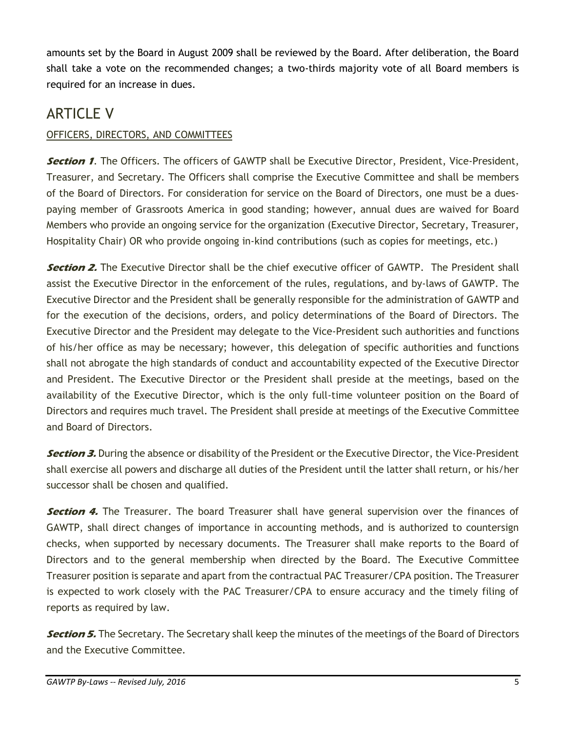amounts set by the Board in August 2009 shall be reviewed by the Board. After deliberation, the Board shall take a vote on the recommended changes; a two-thirds majority vote of all Board members is required for an increase in dues.

# ARTICLE V

OFFICERS, DIRECTORS, AND COMMITTEES

***Section 1***. The Officers. The officers of GAWTP shall be Executive Director, President, Vice-President, Treasurer, and Secretary. The Officers shall comprise the Executive Committee and shall be members of the Board of Directors. For consideration for service on the Board of Directors, one must be a dues-paying member of Grassroots America in good standing; however, annual dues are waived for Board Members who provide an ongoing service for the organization (Executive Director, Secretary, Treasurer, Hospitality Chair) OR who provide ongoing in-kind contributions (such as copies for meetings, etc.)

***Section 2.*** The Executive Director shall be the chief executive officer of GAWTP. The President shall assist the Executive Director in the enforcement of the rules, regulations, and by-laws of GAWTP. The Executive Director and the President shall be generally responsible for the administration of GAWTP and for the execution of the decisions, orders, and policy determinations of the Board of Directors. The Executive Director and the President may delegate to the Vice-President such authorities and functions of his/her office as may be necessary; however, this delegation of specific authorities and functions shall not abrogate the high standards of conduct and accountability expected of the Executive Director and President. The Executive Director or the President shall preside at the meetings, based on the availability of the Executive Director, which is the only full-time volunteer position on the Board of Directors and requires much travel. The President shall preside at meetings of the Executive Committee and Board of Directors.

***Section 3.*** During the absence or disability of the President or the Executive Director, the Vice-President shall exercise all powers and discharge all duties of the President until the latter shall return, or his/her successor shall be chosen and qualified.

***Section 4.*** The Treasurer. The board Treasurer shall have general supervision over the finances of GAWTP, shall direct changes of importance in accounting methods, and is authorized to countersign checks, when supported by necessary documents. The Treasurer shall make reports to the Board of Directors and to the general membership when directed by the Board. The Executive Committee Treasurer position is separate and apart from the contractual PAC Treasurer/CPA position. The Treasurer is expected to work closely with the PAC Treasurer/CPA to ensure accuracy and the timely filing of reports as required by law.

***Section 5.*** The Secretary. The Secretary shall keep the minutes of the meetings of the Board of Directors and the Executive Committee.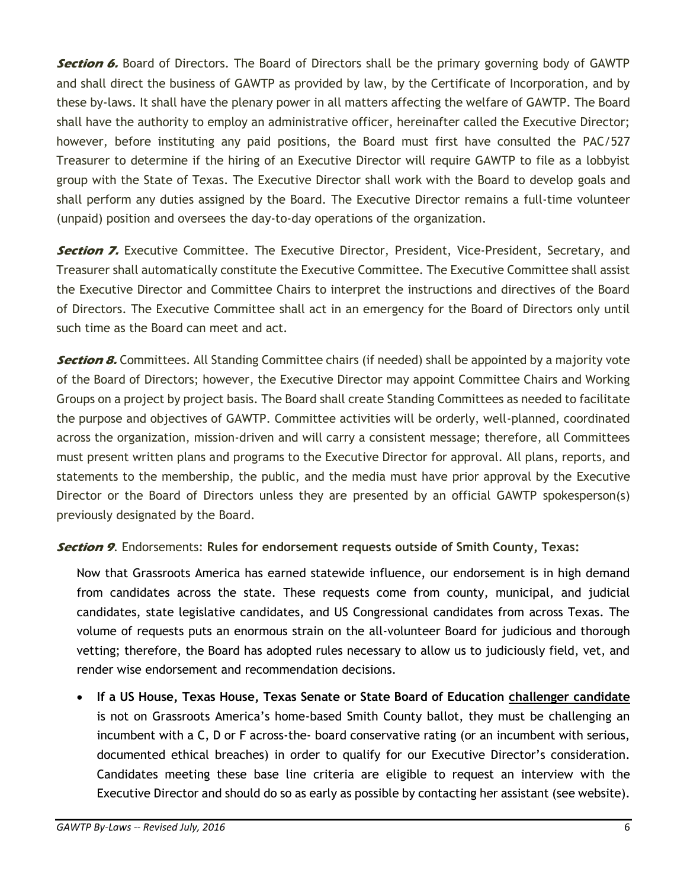***Section 6.*** Board of Directors. The Board of Directors shall be the primary governing body of GAWTP and shall direct the business of GAWTP as provided by law, by the Certificate of Incorporation, and by these by-laws. It shall have the plenary power in all matters affecting the welfare of GAWTP. The Board shall have the authority to employ an administrative officer, hereinafter called the Executive Director; however, before instituting any paid positions, the Board must first have consulted the PAC/527 Treasurer to determine if the hiring of an Executive Director will require GAWTP to file as a lobbyist group with the State of Texas. The Executive Director shall work with the Board to develop goals and shall perform any duties assigned by the Board. The Executive Director remains a full-time volunteer (unpaid) position and oversees the day-to-day operations of the organization.

***Section 7.*** Executive Committee. The Executive Director, President, Vice-President, Secretary, and Treasurer shall automatically constitute the Executive Committee. The Executive Committee shall assist the Executive Director and Committee Chairs to interpret the instructions and directives of the Board of Directors. The Executive Committee shall act in an emergency for the Board of Directors only until such time as the Board can meet and act.

***Section 8.*** Committees. All Standing Committee chairs (if needed) shall be appointed by a majority vote of the Board of Directors; however, the Executive Director may appoint Committee Chairs and Working Groups on a project by project basis. The Board shall create Standing Committees as needed to facilitate the purpose and objectives of GAWTP. Committee activities will be orderly, well-planned, coordinated across the organization, mission-driven and will carry a consistent message; therefore, all Committees must present written plans and programs to the Executive Director for approval. All plans, reports, and statements to the membership, the public, and the media must have prior approval by the Executive Director or the Board of Directors unless they are presented by an official GAWTP spokesperson(s) previously designated by the Board.

***Section 9***. Endorsements: **Rules for endorsement requests outside of Smith County, Texas:**

Now that Grassroots America has earned statewide influence, our endorsement is in high demand from candidates across the state. These requests come from county, municipal, and judicial candidates, state legislative candidates, and US Congressional candidates from across Texas. The volume of requests puts an enormous strain on the all-volunteer Board for judicious and thorough vetting; therefore, the Board has adopted rules necessary to allow us to judiciously field, vet, and render wise endorsement and recommendation decisions.

- **If a US House, Texas House, Texas Senate or State Board of Education challenger candidate** is not on Grassroots America's home-based Smith County ballot, they must be challenging an incumbent with a C, D or F across-the- board conservative rating (or an incumbent with serious, documented ethical breaches) in order to qualify for our Executive Director's consideration. Candidates meeting these base line criteria are eligible to request an interview with the Executive Director and should do so as early as possible by contacting her assistant (see website).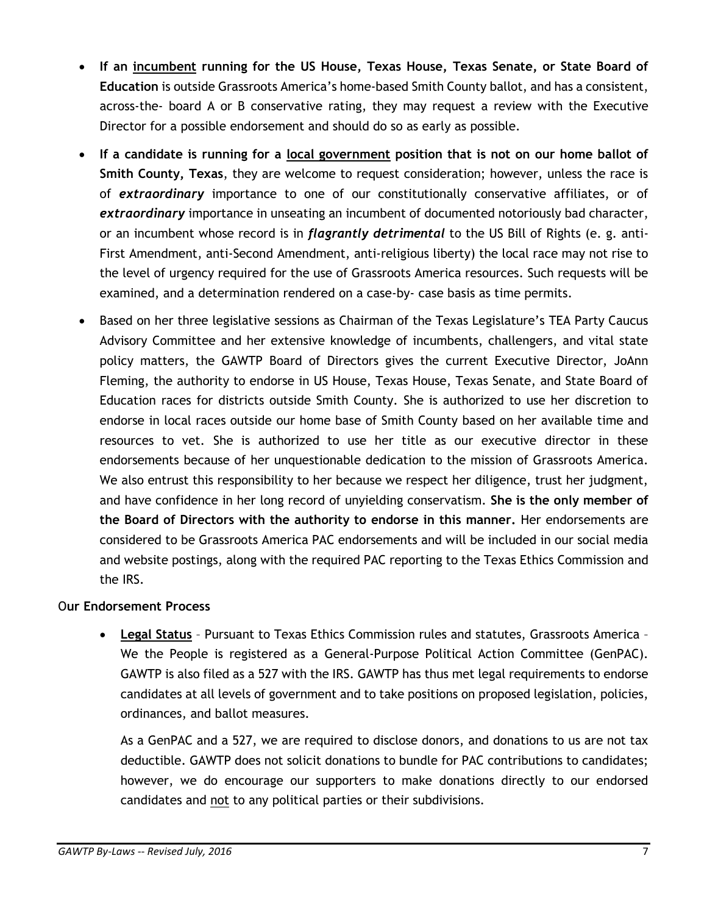- **If an <u>incumbent</u> running for the US House, Texas House, Texas Senate, or State Board of Education** is outside Grassroots America's home-based Smith County ballot, and has a consistent, across-the- board A or B conservative rating, they may request a review with the Executive Director for a possible endorsement and should do so as early as possible.
- **If a candidate is running for a <u>local government</u> position that is not on our home ballot of Smith County, Texas**, they are welcome to request consideration; however, unless the race is of ***extraordinary*** importance to one of our constitutionally conservative affiliates, or of ***extraordinary*** importance in unseating an incumbent of documented notoriously bad character, or an incumbent whose record is in ***flagrantly detrimental*** to the US Bill of Rights (e. g. anti-First Amendment, anti-Second Amendment, anti-religious liberty) the local race may not rise to the level of urgency required for the use of Grassroots America resources. Such requests will be examined, and a determination rendered on a case-by- case basis as time permits.
- Based on her three legislative sessions as Chairman of the Texas Legislature's TEA Party Caucus Advisory Committee and her extensive knowledge of incumbents, challengers, and vital state policy matters, the GAWTP Board of Directors gives the current Executive Director, JoAnn Fleming, the authority to endorse in US House, Texas House, Texas Senate, and State Board of Education races for districts outside Smith County. She is authorized to use her discretion to endorse in local races outside our home base of Smith County based on her available time and resources to vet. She is authorized to use her title as our executive director in these endorsements because of her unquestionable dedication to the mission of Grassroots America. We also entrust this responsibility to her because we respect her diligence, trust her judgment, and have confidence in her long record of unyielding conservatism. **She is the only member of the Board of Directors with the authority to endorse in this manner.** Her endorsements are considered to be Grassroots America PAC endorsements and will be included in our social media and website postings, along with the required PAC reporting to the Texas Ethics Commission and the IRS.

**Our Endorsement Process**

- **<u>Legal Status</u>** – Pursuant to Texas Ethics Commission rules and statutes, Grassroots America – We the People is registered as a General-Purpose Political Action Committee (GenPAC). GAWTP is also filed as a 527 with the IRS. GAWTP has thus met legal requirements to endorse candidates at all levels of government and to take positions on proposed legislation, policies, ordinances, and ballot measures.

  As a GenPAC and a 527, we are required to disclose donors, and donations to us are not tax deductible. GAWTP does not solicit donations to bundle for PAC contributions to candidates; however, we do encourage our supporters to make donations directly to our endorsed candidates and <u>not</u> to any political parties or their subdivisions.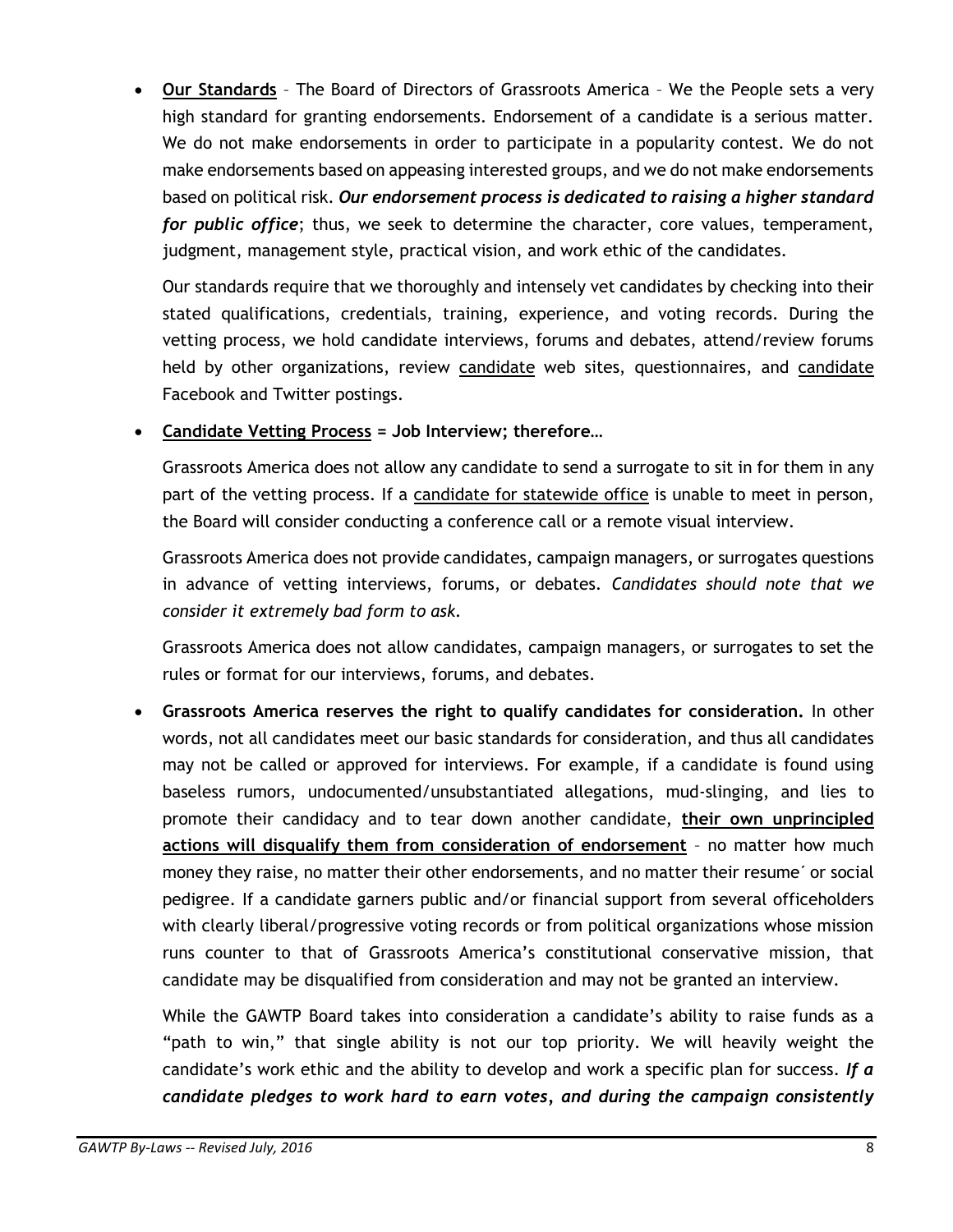- **<u>Our Standards</u>** – The Board of Directors of Grassroots America – We the People sets a very high standard for granting endorsements. Endorsement of a candidate is a serious matter. We do not make endorsements in order to participate in a popularity contest. We do not make endorsements based on appeasing interested groups, and we do not make endorsements based on political risk. ***Our endorsement process is dedicated to raising a higher standard for public office***; thus, we seek to determine the character, core values, temperament, judgment, management style, practical vision, and work ethic of the candidates.

  Our standards require that we thoroughly and intensely vet candidates by checking into their stated qualifications, credentials, training, experience, and voting records. During the vetting process, we hold candidate interviews, forums and debates, attend/review forums held by other organizations, review <u>candidate</u> web sites, questionnaires, and <u>candidate</u> Facebook and Twitter postings.

- **<u>Candidate Vetting Process</u> = Job Interview; therefore…**

  Grassroots America does not allow any candidate to send a surrogate to sit in for them in any part of the vetting process. If a <u>candidate for statewide office</u> is unable to meet in person, the Board will consider conducting a conference call or a remote visual interview.

  Grassroots America does not provide candidates, campaign managers, or surrogates questions in advance of vetting interviews, forums, or debates. *Candidates should note that we consider it extremely bad form to ask.*

  Grassroots America does not allow candidates, campaign managers, or surrogates to set the rules or format for our interviews, forums, and debates.

- **Grassroots America reserves the right to qualify candidates for consideration.** In other words, not all candidates meet our basic standards for consideration, and thus all candidates may not be called or approved for interviews. For example, if a candidate is found using baseless rumors, undocumented/unsubstantiated allegations, mud-slinging, and lies to promote their candidacy and to tear down another candidate, **<u>their own unprincipled actions will disqualify them from consideration of endorsement</u>** – no matter how much money they raise, no matter their other endorsements, and no matter their resume´ or social pedigree. If a candidate garners public and/or financial support from several officeholders with clearly liberal/progressive voting records or from political organizations whose mission runs counter to that of Grassroots America's constitutional conservative mission, that candidate may be disqualified from consideration and may not be granted an interview.

  While the GAWTP Board takes into consideration a candidate's ability to raise funds as a "path to win," that single ability is not our top priority. We will heavily weight the candidate's work ethic and the ability to develop and work a specific plan for success. ***If a candidate pledges to work hard to earn votes, and during the campaign consistently***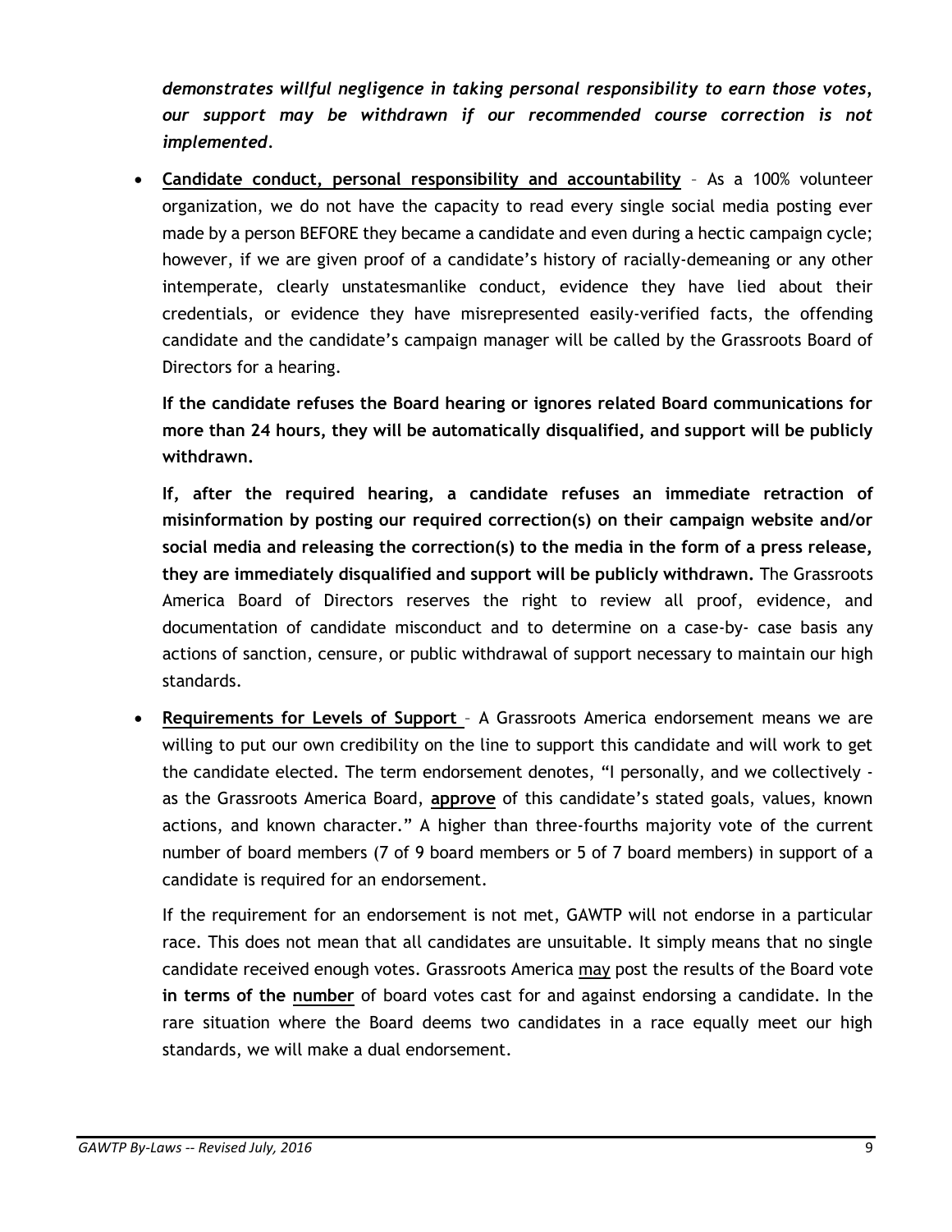***demonstrates willful negligence in taking personal responsibility to earn those votes, our support may be withdrawn if our recommended course correction is not implemented.***

- **<u>Candidate conduct, personal responsibility and accountability</u>** – As a 100% volunteer organization, we do not have the capacity to read every single social media posting ever made by a person BEFORE they became a candidate and even during a hectic campaign cycle; however, if we are given proof of a candidate's history of racially-demeaning or any other intemperate, clearly unstatesmanlike conduct, evidence they have lied about their credentials, or evidence they have misrepresented easily-verified facts, the offending candidate and the candidate's campaign manager will be called by the Grassroots Board of Directors for a hearing.

  **If the candidate refuses the Board hearing or ignores related Board communications for more than 24 hours, they will be automatically disqualified, and support will be publicly withdrawn.**

  **If, after the required hearing, a candidate refuses an immediate retraction of misinformation by posting our required correction(s) on their campaign website and/or social media and releasing the correction(s) to the media in the form of a press release, they are immediately disqualified and support will be publicly withdrawn.** The Grassroots America Board of Directors reserves the right to review all proof, evidence, and documentation of candidate misconduct and to determine on a case-by- case basis any actions of sanction, censure, or public withdrawal of support necessary to maintain our high standards.

- **<u>Requirements for Levels of Support</u>** – A Grassroots America endorsement means we are willing to put our own credibility on the line to support this candidate and will work to get the candidate elected. The term endorsement denotes, "I personally, and we collectively - as the Grassroots America Board, **<u>approve</u>** of this candidate's stated goals, values, known actions, and known character." A higher than three-fourths majority vote of the current number of board members (7 of 9 board members or 5 of 7 board members) in support of a candidate is required for an endorsement.

  If the requirement for an endorsement is not met, GAWTP will not endorse in a particular race. This does not mean that all candidates are unsuitable. It simply means that no single candidate received enough votes. Grassroots America <u>may</u> post the results of the Board vote **in terms of the <u>number</u>** of board votes cast for and against endorsing a candidate. In the rare situation where the Board deems two candidates in a race equally meet our high standards, we will make a dual endorsement.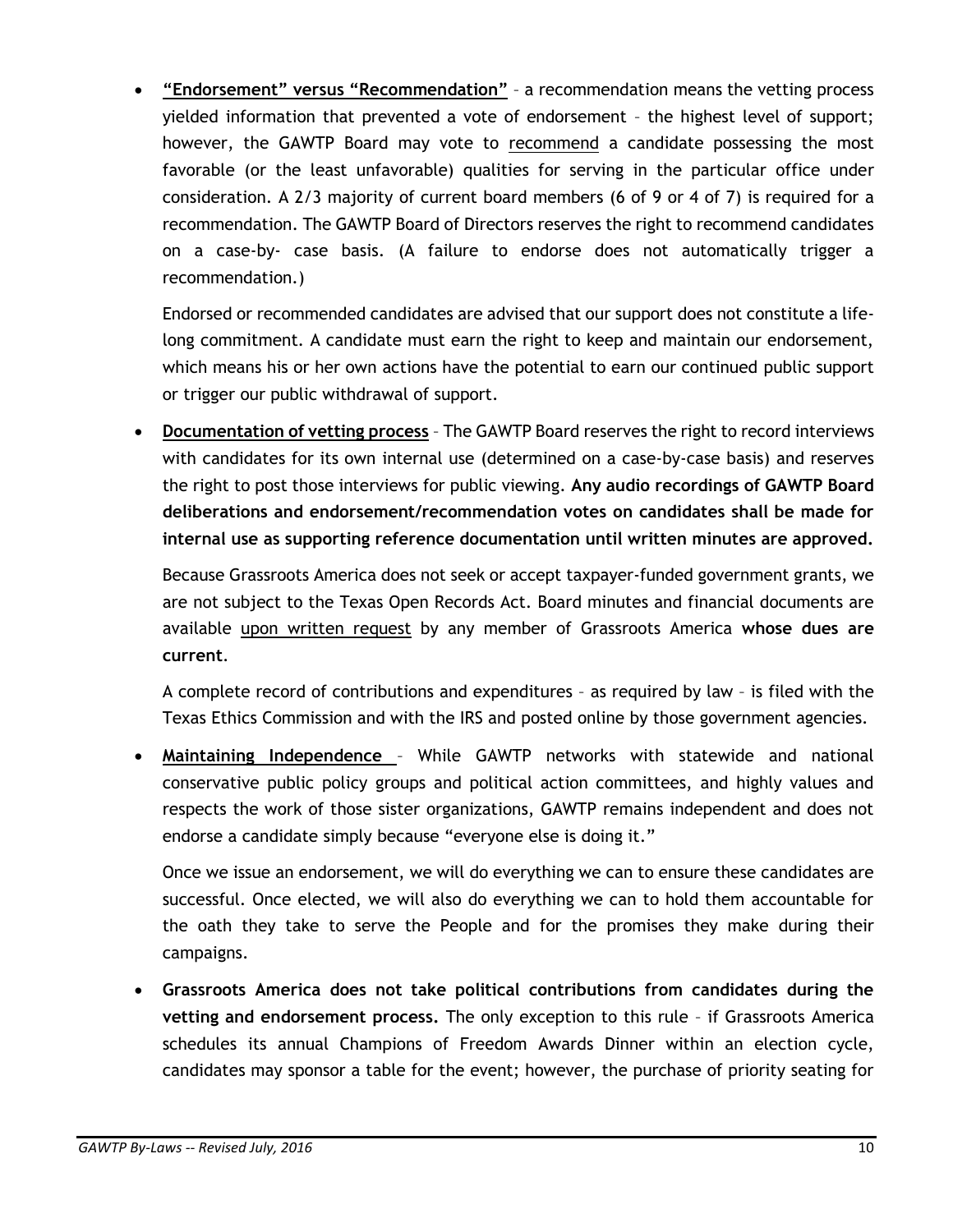- **"Endorsement" versus "Recommendation"** – a recommendation means the vetting process yielded information that prevented a vote of endorsement – the highest level of support; however, the GAWTP Board may vote to <u>recommend</u> a candidate possessing the most favorable (or the least unfavorable) qualities for serving in the particular office under consideration. A 2/3 majority of current board members (6 of 9 or 4 of 7) is required for a recommendation. The GAWTP Board of Directors reserves the right to recommend candidates on a case-by- case basis. (A failure to endorse does not automatically trigger a recommendation.)

  Endorsed or recommended candidates are advised that our support does not constitute a life-long commitment. A candidate must earn the right to keep and maintain our endorsement, which means his or her own actions have the potential to earn our continued public support or trigger our public withdrawal of support.

- **Documentation of vetting process** – The GAWTP Board reserves the right to record interviews with candidates for its own internal use (determined on a case-by-case basis) and reserves the right to post those interviews for public viewing. **Any audio recordings of GAWTP Board deliberations and endorsement/recommendation votes on candidates shall be made for internal use as supporting reference documentation until written minutes are approved.**

  Because Grassroots America does not seek or accept taxpayer-funded government grants, we are not subject to the Texas Open Records Act. Board minutes and financial documents are available <u>upon written request</u> by any member of Grassroots America **whose dues are current**.

  A complete record of contributions and expenditures – as required by law – is filed with the Texas Ethics Commission and with the IRS and posted online by those government agencies.

- **Maintaining Independence** – While GAWTP networks with statewide and national conservative public policy groups and political action committees, and highly values and respects the work of those sister organizations, GAWTP remains independent and does not endorse a candidate simply because "everyone else is doing it."

  Once we issue an endorsement, we will do everything we can to ensure these candidates are successful. Once elected, we will also do everything we can to hold them accountable for the oath they take to serve the People and for the promises they make during their campaigns.

- **Grassroots America does not take political contributions from candidates during the vetting and endorsement process.** The only exception to this rule – if Grassroots America schedules its annual Champions of Freedom Awards Dinner within an election cycle, candidates may sponsor a table for the event; however, the purchase of priority seating for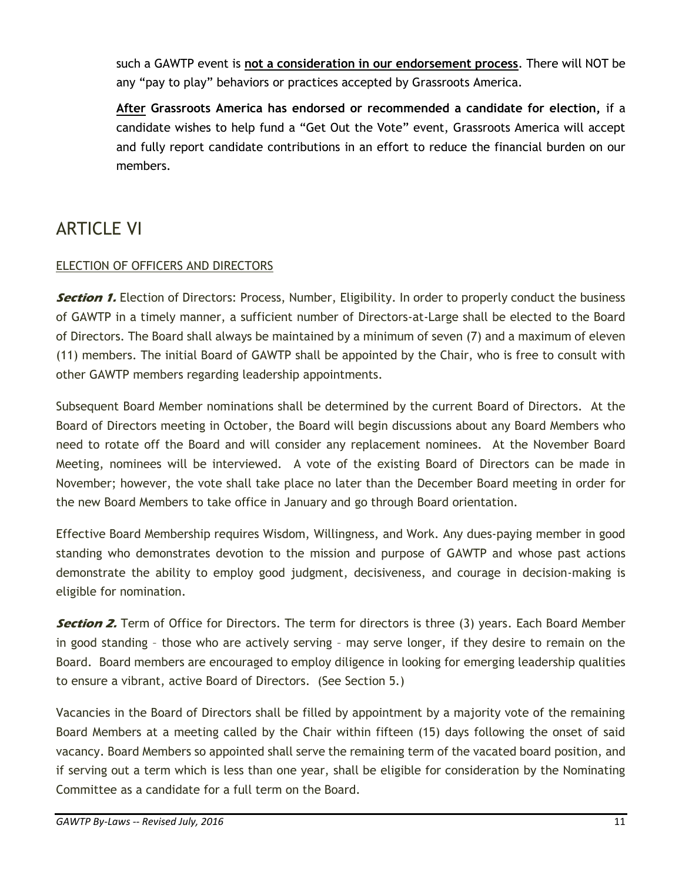such a GAWTP event is **<u>not a consideration in our endorsement process</u>**. There will NOT be any “pay to play” behaviors or practices accepted by Grassroots America.

**<u>After</u> Grassroots America has endorsed or recommended a candidate for election,** if a candidate wishes to help fund a “Get Out the Vote” event, Grassroots America will accept and fully report candidate contributions in an effort to reduce the financial burden on our members.

# ARTICLE VI

<u>ELECTION OF OFFICERS AND DIRECTORS</u>

***Section 1.*** Election of Directors: Process, Number, Eligibility. In order to properly conduct the business of GAWTP in a timely manner, a sufficient number of Directors-at-Large shall be elected to the Board of Directors. The Board shall always be maintained by a minimum of seven (7) and a maximum of eleven (11) members. The initial Board of GAWTP shall be appointed by the Chair, who is free to consult with other GAWTP members regarding leadership appointments.

Subsequent Board Member nominations shall be determined by the current Board of Directors. At the Board of Directors meeting in October, the Board will begin discussions about any Board Members who need to rotate off the Board and will consider any replacement nominees. At the November Board Meeting, nominees will be interviewed. A vote of the existing Board of Directors can be made in November; however, the vote shall take place no later than the December Board meeting in order for the new Board Members to take office in January and go through Board orientation.

Effective Board Membership requires Wisdom, Willingness, and Work. Any dues-paying member in good standing who demonstrates devotion to the mission and purpose of GAWTP and whose past actions demonstrate the ability to employ good judgment, decisiveness, and courage in decision-making is eligible for nomination.

***Section 2.*** Term of Office for Directors. The term for directors is three (3) years. Each Board Member in good standing – those who are actively serving – may serve longer, if they desire to remain on the Board. Board members are encouraged to employ diligence in looking for emerging leadership qualities to ensure a vibrant, active Board of Directors. (See Section 5.)

Vacancies in the Board of Directors shall be filled by appointment by a majority vote of the remaining Board Members at a meeting called by the Chair within fifteen (15) days following the onset of said vacancy. Board Members so appointed shall serve the remaining term of the vacated board position, and if serving out a term which is less than one year, shall be eligible for consideration by the Nominating Committee as a candidate for a full term on the Board.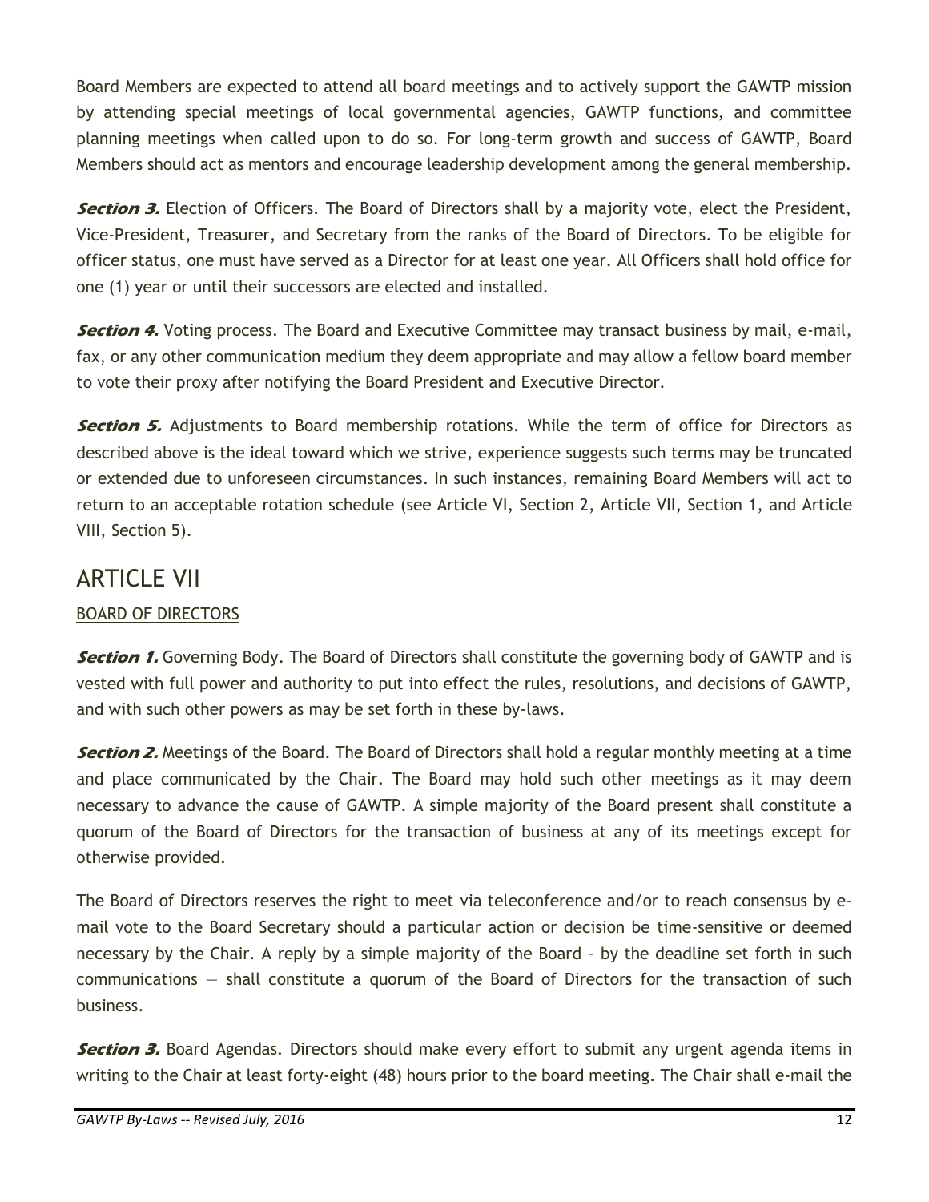Board Members are expected to attend all board meetings and to actively support the GAWTP mission by attending special meetings of local governmental agencies, GAWTP functions, and committee planning meetings when called upon to do so. For long-term growth and success of GAWTP, Board Members should act as mentors and encourage leadership development among the general membership.

***Section 3.*** Election of Officers. The Board of Directors shall by a majority vote, elect the President, Vice-President, Treasurer, and Secretary from the ranks of the Board of Directors. To be eligible for officer status, one must have served as a Director for at least one year. All Officers shall hold office for one (1) year or until their successors are elected and installed.

***Section 4.*** Voting process. The Board and Executive Committee may transact business by mail, e-mail, fax, or any other communication medium they deem appropriate and may allow a fellow board member to vote their proxy after notifying the Board President and Executive Director.

***Section 5.*** Adjustments to Board membership rotations. While the term of office for Directors as described above is the ideal toward which we strive, experience suggests such terms may be truncated or extended due to unforeseen circumstances. In such instances, remaining Board Members will act to return to an acceptable rotation schedule (see Article VI, Section 2, Article VII, Section 1, and Article VIII, Section 5).

# ARTICLE VII

BOARD OF DIRECTORS

***Section 1.*** Governing Body. The Board of Directors shall constitute the governing body of GAWTP and is vested with full power and authority to put into effect the rules, resolutions, and decisions of GAWTP, and with such other powers as may be set forth in these by-laws.

***Section 2.*** Meetings of the Board. The Board of Directors shall hold a regular monthly meeting at a time and place communicated by the Chair. The Board may hold such other meetings as it may deem necessary to advance the cause of GAWTP. A simple majority of the Board present shall constitute a quorum of the Board of Directors for the transaction of business at any of its meetings except for otherwise provided.

The Board of Directors reserves the right to meet via teleconference and/or to reach consensus by e-mail vote to the Board Secretary should a particular action or decision be time-sensitive or deemed necessary by the Chair. A reply by a simple majority of the Board – by the deadline set forth in such communications — shall constitute a quorum of the Board of Directors for the transaction of such business.

***Section 3.*** Board Agendas. Directors should make every effort to submit any urgent agenda items in writing to the Chair at least forty-eight (48) hours prior to the board meeting. The Chair shall e-mail the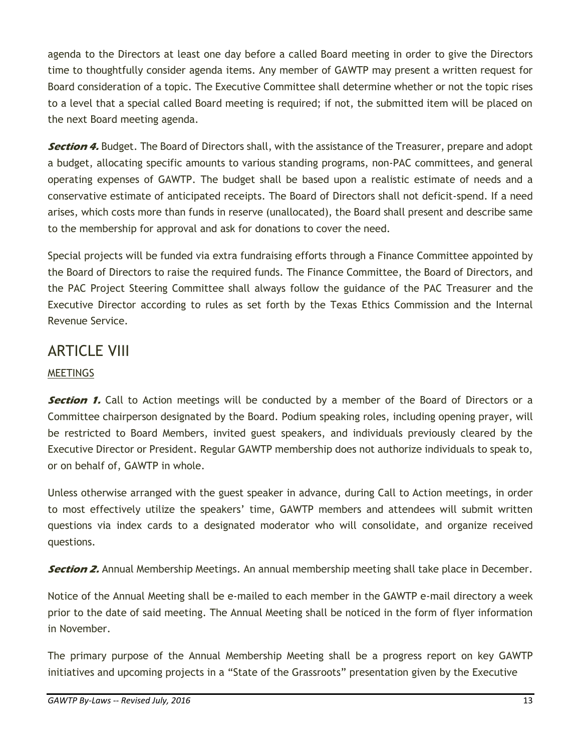agenda to the Directors at least one day before a called Board meeting in order to give the Directors time to thoughtfully consider agenda items. Any member of GAWTP may present a written request for Board consideration of a topic. The Executive Committee shall determine whether or not the topic rises to a level that a special called Board meeting is required; if not, the submitted item will be placed on the next Board meeting agenda.

***Section 4.*** Budget. The Board of Directors shall, with the assistance of the Treasurer, prepare and adopt a budget, allocating specific amounts to various standing programs, non-PAC committees, and general operating expenses of GAWTP. The budget shall be based upon a realistic estimate of needs and a conservative estimate of anticipated receipts. The Board of Directors shall not deficit-spend. If a need arises, which costs more than funds in reserve (unallocated), the Board shall present and describe same to the membership for approval and ask for donations to cover the need.

Special projects will be funded via extra fundraising efforts through a Finance Committee appointed by the Board of Directors to raise the required funds. The Finance Committee, the Board of Directors, and the PAC Project Steering Committee shall always follow the guidance of the PAC Treasurer and the Executive Director according to rules as set forth by the Texas Ethics Commission and the Internal Revenue Service.

# ARTICLE VIII

<u>MEETINGS</u>

***Section 1.*** Call to Action meetings will be conducted by a member of the Board of Directors or a Committee chairperson designated by the Board. Podium speaking roles, including opening prayer, will be restricted to Board Members, invited guest speakers, and individuals previously cleared by the Executive Director or President. Regular GAWTP membership does not authorize individuals to speak to, or on behalf of, GAWTP in whole.

Unless otherwise arranged with the guest speaker in advance, during Call to Action meetings, in order to most effectively utilize the speakers' time, GAWTP members and attendees will submit written questions via index cards to a designated moderator who will consolidate, and organize received questions.

***Section 2.*** Annual Membership Meetings. An annual membership meeting shall take place in December.

Notice of the Annual Meeting shall be e-mailed to each member in the GAWTP e-mail directory a week prior to the date of said meeting. The Annual Meeting shall be noticed in the form of flyer information in November.

The primary purpose of the Annual Membership Meeting shall be a progress report on key GAWTP initiatives and upcoming projects in a "State of the Grassroots" presentation given by the Executive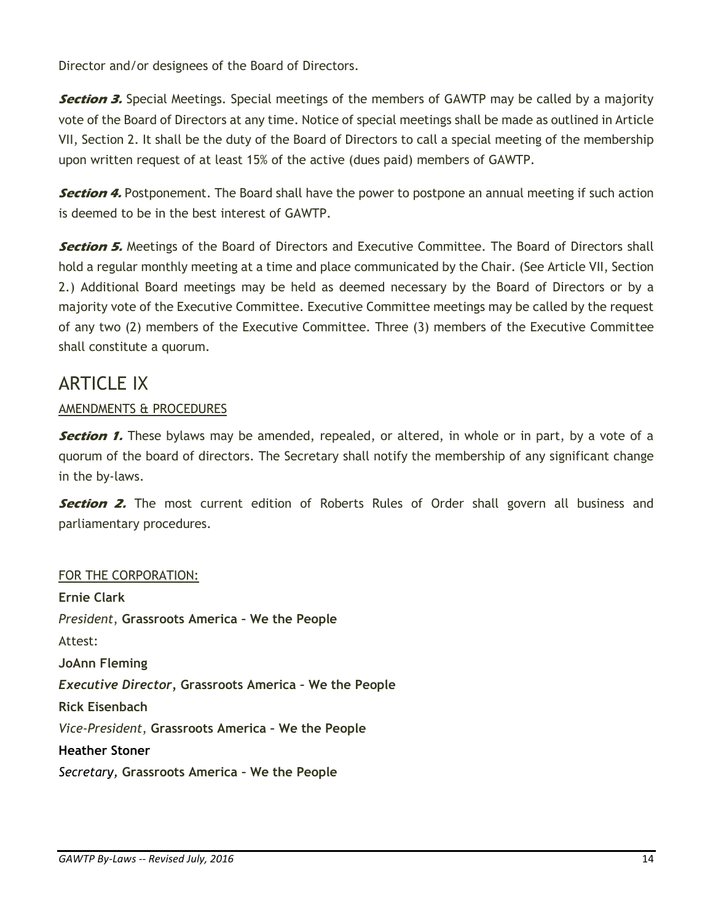Director and/or designees of the Board of Directors.

***Section 3.*** Special Meetings. Special meetings of the members of GAWTP may be called by a majority vote of the Board of Directors at any time. Notice of special meetings shall be made as outlined in Article VII, Section 2. It shall be the duty of the Board of Directors to call a special meeting of the membership upon written request of at least 15% of the active (dues paid) members of GAWTP.

***Section 4.*** Postponement. The Board shall have the power to postpone an annual meeting if such action is deemed to be in the best interest of GAWTP.

***Section 5.*** Meetings of the Board of Directors and Executive Committee. The Board of Directors shall hold a regular monthly meeting at a time and place communicated by the Chair. (See Article VII, Section 2.) Additional Board meetings may be held as deemed necessary by the Board of Directors or by a majority vote of the Executive Committee. Executive Committee meetings may be called by the request of any two (2) members of the Executive Committee. Three (3) members of the Executive Committee shall constitute a quorum.

# ARTICLE IX

<u>AMENDMENTS & PROCEDURES</u>

***Section 1.*** These bylaws may be amended, repealed, or altered, in whole or in part, by a vote of a quorum of the board of directors. The Secretary shall notify the membership of any significant change in the by-laws.

***Section 2.*** The most current edition of Roberts Rules of Order shall govern all business and parliamentary procedures.

<u>FOR THE CORPORATION:</u>

**Ernie Clark**

*President*, **Grassroots America – We the People**

Attest:

**JoAnn Fleming**

***Executive Director*, Grassroots America – We the People**

**Rick Eisenbach**

*Vice-President*, **Grassroots America – We the People**

**Heather Stoner**

*Secretary*, **Grassroots America – We the People**